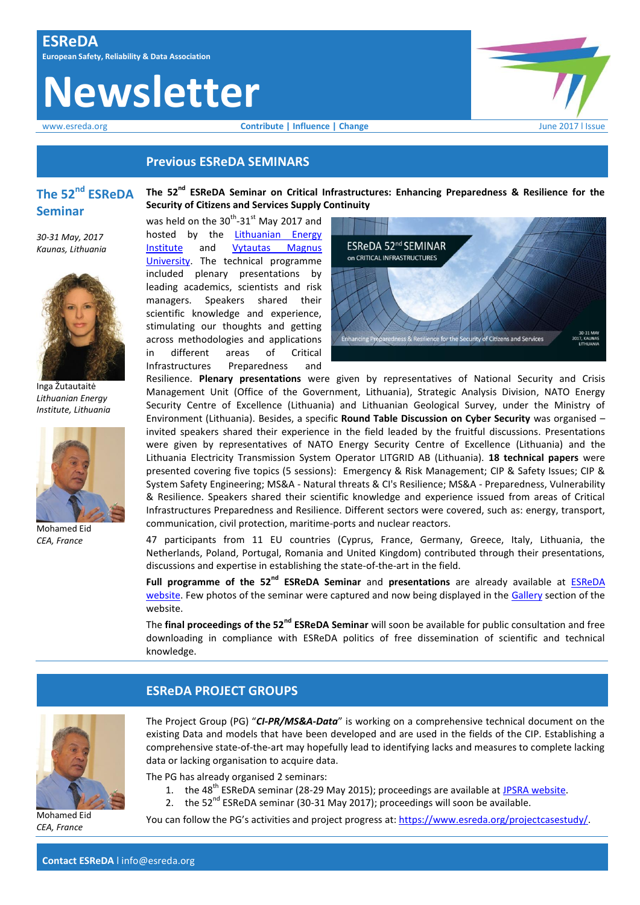# ESReDA

**European Safety, Reliability & Data Association**

# Newsletter

www.esreda.org **Contribute | Influence | Change** June 2017 l Issue

## Previous ESReDA SEMINARS

### The 52nd ESReDA Seminar

*30-31 May, 2017*
*Kaunas, Lithuania*

Inga Žutautaitė
*Lithuanian Energy Institute, Lithuania*

Mohamed Eid
*CEA, France*

**The 52nd ESReDA Seminar on Critical Infrastructures: Enhancing Preparedness & Resilience for the Security of Citizens and Services Supply Continuity**

was held on the 30th-31st May 2017 and hosted by the Lithuanian Energy Institute and Vytautas Magnus University. The technical programme included plenary presentations by leading academics, scientists and risk managers. Speakers shared their scientific knowledge and experience, stimulating our thoughts and getting across methodologies and applications in different areas of Critical Infrastructures Preparedness and Resilience. **Plenary presentations** were given by representatives of National Security and Crisis Management Unit (Office of the Government, Lithuania), Strategic Analysis Division, NATO Energy Security Centre of Excellence (Lithuania) and Lithuanian Geological Survey, under the Ministry of Environment (Lithuania). Besides, a specific **Round Table Discussion on Cyber Security** was organised – invited speakers shared their experience in the field leaded by the fruitful discussions. Presentations were given by representatives of NATO Energy Security Centre of Excellence (Lithuania) and the Lithuania Electricity Transmission System Operator LITGRID AB (Lithuania). **18 technical papers** were presented covering five topics (5 sessions): Emergency & Risk Management; CIP & Safety Issues; CIP & System Safety Engineering; MS&A - Natural threats & CI's Resilience; MS&A - Preparedness, Vulnerability & Resilience. Speakers shared their scientific knowledge and experience issued from areas of Critical Infrastructures Preparedness and Resilience. Different sectors were covered, such as: energy, transport, communication, civil protection, maritime-ports and nuclear reactors.

47 participants from 11 EU countries (Cyprus, France, Germany, Greece, Italy, Lithuania, the Netherlands, Poland, Portugal, Romania and United Kingdom) contributed through their presentations, discussions and expertise in establishing the state-of-the-art in the field.

**Full programme of the 52nd ESReDA Seminar** and **presentations** are already available at ESReDA website. Few photos of the seminar were captured and now being displayed in the Gallery section of the website.

The **final proceedings of the 52nd ESReDA Seminar** will soon be available for public consultation and free downloading in compliance with ESReDA politics of free dissemination of scientific and technical knowledge.

## ESReDA PROJECT GROUPS

Mohamed Eid
*CEA, France*

The Project Group (PG) "***CI-PR/MS&A-Data***" is working on a comprehensive technical document on the existing Data and models that have been developed and are used in the fields of the CIP. Establishing a comprehensive state-of-the-art may hopefully lead to identifying lacks and measures to complete lacking data or lacking organisation to acquire data.

The PG has already organised 2 seminars:

1. the 48th ESReDA seminar (28-29 May 2015); proceedings are available at JPSRA website.
2. the 52nd ESReDA seminar (30-31 May 2017); proceedings will soon be available.

You can follow the PG's activities and project progress at: https://www.esreda.org/projectcasestudy/.

**Contact ESReDA** l info@esreda.org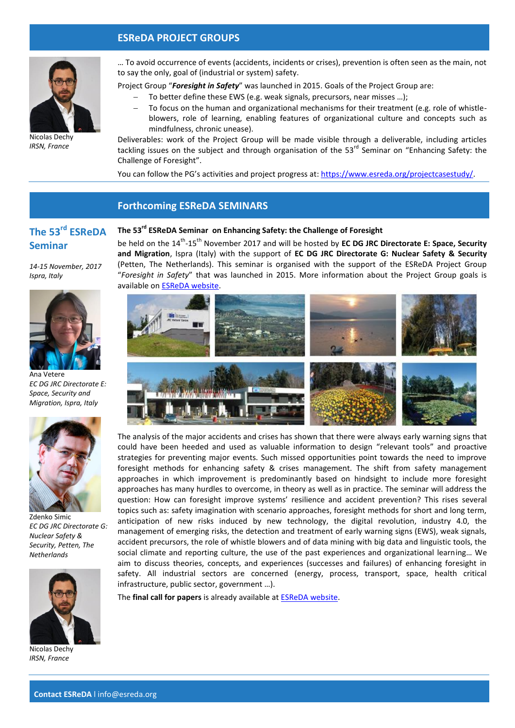## ESReDA PROJECT GROUPS

Nicolas Dechy
*IRSN, France*

… To avoid occurrence of events (accidents, incidents or crises), prevention is often seen as the main, not to say the only, goal of (industrial or system) safety.

Project Group "***Foresight in Safety***" was launched in 2015. Goals of the Project Group are:

- To better define these EWS (e.g. weak signals, precursors, near misses …);
- To focus on the human and organizational mechanisms for their treatment (e.g. role of whistle-blowers, role of learning, enabling features of organizational culture and concepts such as mindfulness, chronic unease).

Deliverables: work of the Project Group will be made visible through a deliverable, including articles tackling issues on the subject and through organisation of the 53rd Seminar on "Enhancing Safety: the Challenge of Foresight".

You can follow the PG's activities and project progress at: https://www.esreda.org/projectcasestudy/.

## Forthcoming ESReDA SEMINARS

### The 53rd ESReDA Seminar

*14-15 November, 2017*
*Ispra, Italy*

Ana Vetere
*EC DG JRC Directorate E: Space, Security and Migration, Ispra, Italy*

Zdenko Simic
*EC DG JRC Directorate G: Nuclear Safety & Security, Petten, The Netherlands*

Nicolas Dechy
*IRSN, France*

**The 53rd ESReDA Seminar on Enhancing Safety: the Challenge of Foresight**

be held on the 14th-15th November 2017 and will be hosted by **EC DG JRC Directorate E: Space, Security and Migration**, Ispra (Italy) with the support of **EC DG JRC Directorate G: Nuclear Safety & Security** (Petten, The Netherlands). This seminar is organised with the support of the ESReDA Project Group "*Foresight in Safety*" that was launched in 2015. More information about the Project Group goals is available on ESReDA website.

The analysis of the major accidents and crises has shown that there were always early warning signs that could have been heeded and used as valuable information to design "relevant tools" and proactive strategies for preventing major events. Such missed opportunities point towards the need to improve foresight methods for enhancing safety & crises management. The shift from safety management approaches in which improvement is predominantly based on hindsight to include more foresight approaches has many hurdles to overcome, in theory as well as in practice. The seminar will address the question: How can foresight improve systems' resilience and accident prevention? This rises several topics such as: safety imagination with scenario approaches, foresight methods for short and long term, anticipation of new risks induced by new technology, the digital revolution, industry 4.0, the management of emerging risks, the detection and treatment of early warning signs (EWS), weak signals, accident precursors, the role of whistle blowers and of data mining with big data and linguistic tools, the social climate and reporting culture, the use of the past experiences and organizational learning… We aim to discuss theories, concepts, and experiences (successes and failures) of enhancing foresight in safety. All industrial sectors are concerned (energy, process, transport, space, health critical infrastructure, public sector, government …).

The **final call for papers** is already available at ESReDA website.

**Contact ESReDA** I info@esreda.org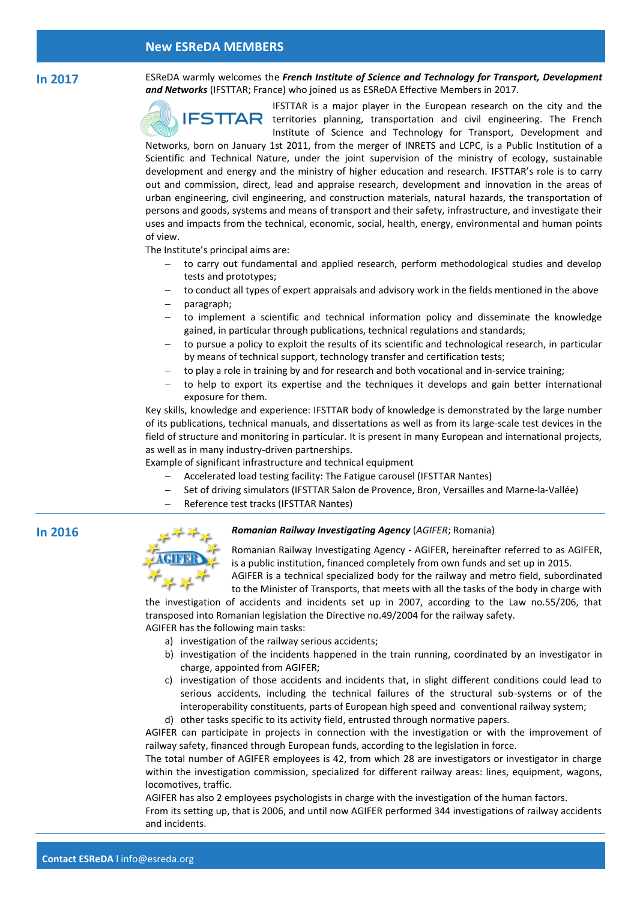## New ESReDA MEMBERS

### In 2017

ESReDA warmly welcomes the ***French Institute of Science and Technology for Transport, Development and Networks*** (IFSTTAR; France) who joined us as ESReDA Effective Members in 2017.

IFSTTAR is a major player in the European research on the city and the territories planning, transportation and civil engineering. The French Institute of Science and Technology for Transport, Development and Networks, born on January 1st 2011, from the merger of INRETS and LCPC, is a Public Institution of a Scientific and Technical Nature, under the joint supervision of the ministry of ecology, sustainable development and energy and the ministry of higher education and research. IFSTTAR's role is to carry out and commission, direct, lead and appraise research, development and innovation in the areas of urban engineering, civil engineering, and construction materials, natural hazards, the transportation of persons and goods, systems and means of transport and their safety, infrastructure, and investigate their uses and impacts from the technical, economic, social, health, energy, environmental and human points of view.

The Institute's principal aims are:

- to carry out fundamental and applied research, perform methodological studies and develop tests and prototypes;
- to conduct all types of expert appraisals and advisory work in the fields mentioned in the above
- paragraph;
- to implement a scientific and technical information policy and disseminate the knowledge gained, in particular through publications, technical regulations and standards;
- to pursue a policy to exploit the results of its scientific and technological research, in particular by means of technical support, technology transfer and certification tests;
- to play a role in training by and for research and both vocational and in-service training;
- to help to export its expertise and the techniques it develops and gain better international exposure for them.

Key skills, knowledge and experience: IFSTTAR body of knowledge is demonstrated by the large number of its publications, technical manuals, and dissertations as well as from its large-scale test devices in the field of structure and monitoring in particular. It is present in many European and international projects, as well as in many industry-driven partnerships.

Example of significant infrastructure and technical equipment

- Accelerated load testing facility: The Fatigue carousel (IFSTTAR Nantes)
- Set of driving simulators (IFSTTAR Salon de Provence, Bron, Versailles and Marne-la-Vallée)
- Reference test tracks (IFSTTAR Nantes)

### In 2016

***Romanian Railway Investigating Agency*** (*AGIFER*; Romania)

Romanian Railway Investigating Agency - AGIFER, hereinafter referred to as AGIFER, is a public institution, financed completely from own funds and set up in 2015.

AGIFER is a technical specialized body for the railway and metro field, subordinated to the Minister of Transports, that meets with all the tasks of the body in charge with the investigation of accidents and incidents set up in 2007, according to the Law no.55/206, that transposed into Romanian legislation the Directive no.49/2004 for the railway safety.

AGIFER has the following main tasks:

a) investigation of the railway serious accidents;
b) investigation of the incidents happened in the train running, coordinated by an investigator in charge, appointed from AGIFER;
c) investigation of those accidents and incidents that, in slight different conditions could lead to serious accidents, including the technical failures of the structural sub-systems or of the interoperability constituents, parts of European high speed and conventional railway system;
d) other tasks specific to its activity field, entrusted through normative papers.

AGIFER can participate in projects in connection with the investigation or with the improvement of railway safety, financed through European funds, according to the legislation in force.

The total number of AGIFER employees is 42, from which 28 are investigators or investigator in charge within the investigation commission, specialized for different railway areas: lines, equipment, wagons, locomotives, traffic.

AGIFER has also 2 employees psychologists in charge with the investigation of the human factors.

From its setting up, that is 2006, and until now AGIFER performed 344 investigations of railway accidents and incidents.

**Contact ESReDA** I info@esreda.org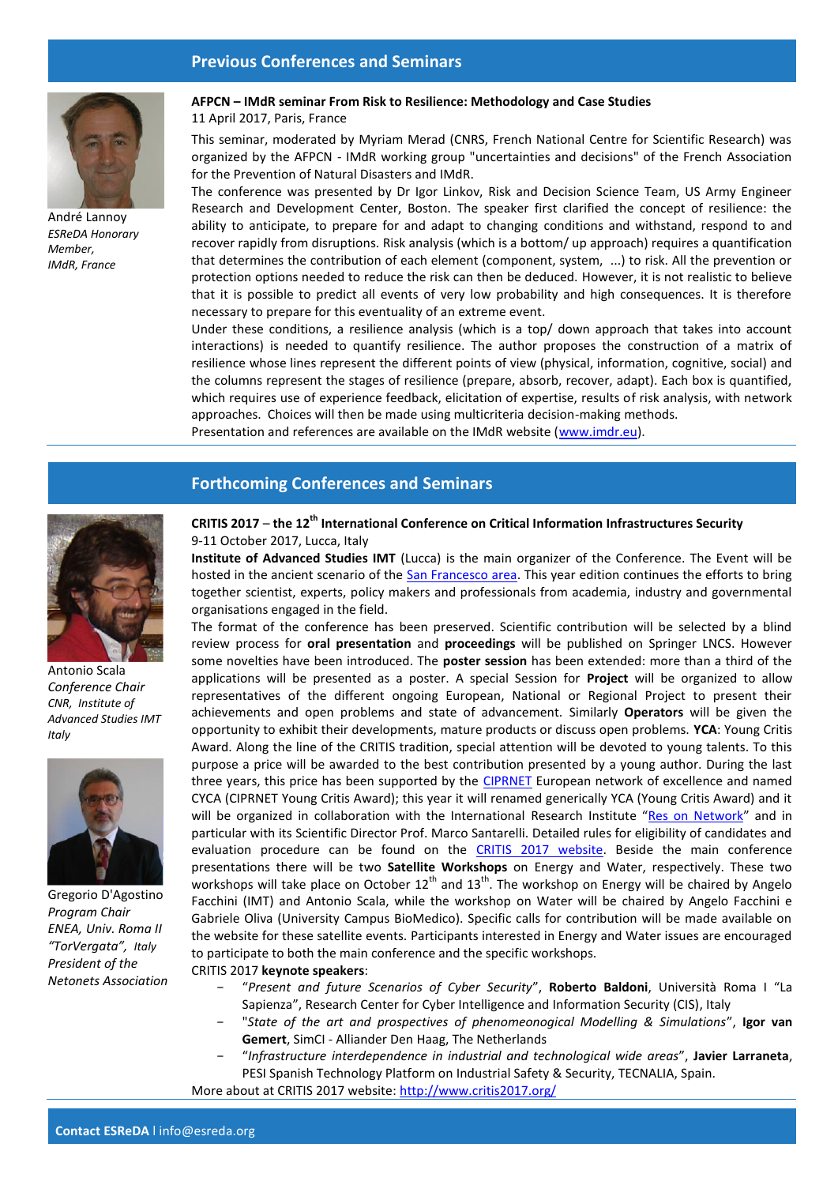## Previous Conferences and Seminars

André Lannoy
*ESReDA Honorary Member, IMdR, France*

**AFPCN – IMdR seminar From Risk to Resilience: Methodology and Case Studies**
11 April 2017, Paris, France

This seminar, moderated by Myriam Merad (CNRS, French National Centre for Scientific Research) was organized by the AFPCN - IMdR working group "uncertainties and decisions" of the French Association for the Prevention of Natural Disasters and IMdR.

The conference was presented by Dr Igor Linkov, Risk and Decision Science Team, US Army Engineer Research and Development Center, Boston. The speaker first clarified the concept of resilience: the ability to anticipate, to prepare for and adapt to changing conditions and withstand, respond to and recover rapidly from disruptions. Risk analysis (which is a bottom/ up approach) requires a quantification that determines the contribution of each element (component, system, ...) to risk. All the prevention or protection options needed to reduce the risk can then be deduced. However, it is not realistic to believe that it is possible to predict all events of very low probability and high consequences. It is therefore necessary to prepare for this eventuality of an extreme event.

Under these conditions, a resilience analysis (which is a top/ down approach that takes into account interactions) is needed to quantify resilience. The author proposes the construction of a matrix of resilience whose lines represent the different points of view (physical, information, cognitive, social) and the columns represent the stages of resilience (prepare, absorb, recover, adapt). Each box is quantified, which requires use of experience feedback, elicitation of expertise, results of risk analysis, with network approaches. Choices will then be made using multicriteria decision-making methods.

Presentation and references are available on the IMdR website (www.imdr.eu).

## Forthcoming Conferences and Seminars

Antonio Scala
*Conference Chair*
*CNR, Institute of Advanced Studies IMT*
*Italy*

Gregorio D'Agostino
*Program Chair*
*ENEA, Univ. Roma II "TorVergata", Italy*
*President of the Netonets Association*

**CRITIS 2017** – **the 12th International Conference on Critical Information Infrastructures Security**
9-11 October 2017, Lucca, Italy

**Institute of Advanced Studies IMT** (Lucca) is the main organizer of the Conference. The Event will be hosted in the ancient scenario of the San Francesco area. This year edition continues the efforts to bring together scientist, experts, policy makers and professionals from academia, industry and governmental organisations engaged in the field.

The format of the conference has been preserved. Scientific contribution will be selected by a blind review process for **oral presentation** and **proceedings** will be published on Springer LNCS. However some novelties have been introduced. The **poster session** has been extended: more than a third of the applications will be presented as a poster. A special Session for **Project** will be organized to allow representatives of the different ongoing European, National or Regional Project to present their achievements and open problems and state of advancement. Similarly **Operators** will be given the opportunity to exhibit their developments, mature products or discuss open problems. **YCA**: Young Critis Award. Along the line of the CRITIS tradition, special attention will be devoted to young talents. To this purpose a price will be awarded to the best contribution presented by a young author. During the last three years, this price has been supported by the CIPRNET European network of excellence and named CYCA (CIPRNET Young Critis Award); this year it will renamed generically YCA (Young Critis Award) and it will be organized in collaboration with the International Research Institute "Res on Network" and in particular with its Scientific Director Prof. Marco Santarelli. Detailed rules for eligibility of candidates and evaluation procedure can be found on the CRITIS 2017 website. Beside the main conference presentations there will be two **Satellite Workshops** on Energy and Water, respectively. These two workshops will take place on October 12th and 13th. The workshop on Energy will be chaired by Angelo Facchini (IMT) and Antonio Scala, while the workshop on Water will be chaired by Angelo Facchini e Gabriele Oliva (University Campus BioMedico). Specific calls for contribution will be made available on the website for these satellite events. Participants interested in Energy and Water issues are encouraged to participate to both the main conference and the specific workshops.

CRITIS 2017 **keynote speakers**:

- "*Present and future Scenarios of Cyber Security*", **Roberto Baldoni**, Università Roma I "La Sapienza", Research Center for Cyber Intelligence and Information Security (CIS), Italy
- "*State of the art and prospectives of phenomenological Modelling & Simulations*", **Igor van Gemert**, SimCI - Alliander Den Haag, The Netherlands
- "*Infrastructure interdependence in industrial and technological wide areas*", **Javier Larraneta**, PESI Spanish Technology Platform on Industrial Safety & Security, TECNALIA, Spain.

More about at CRITIS 2017 website: http://www.critis2017.org/

**Contact ESReDA** I info@esreda.org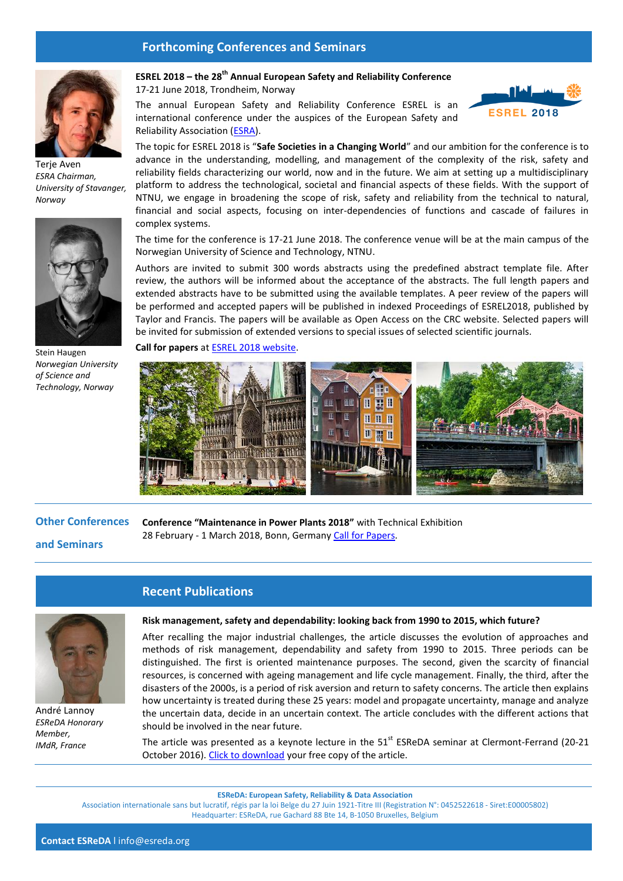## Forthcoming Conferences and Seminars

Terje Aven
*ESRA Chairman, University of Stavanger, Norway*

Stein Haugen
*Norwegian University of Science and Technology, Norway*

**ESREL 2018 – the 28th Annual European Safety and Reliability Conference**
17-21 June 2018, Trondheim, Norway

The annual European Safety and Reliability Conference ESREL is an international conference under the auspices of the European Safety and Reliability Association (ESRA).

ESREL 2018

The topic for ESREL 2018 is "**Safe Societies in a Changing World**" and our ambition for the conference is to advance in the understanding, modelling, and management of the complexity of the risk, safety and reliability fields characterizing our world, now and in the future. We aim at setting up a multidisciplinary platform to address the technological, societal and financial aspects of these fields. With the support of NTNU, we engage in broadening the scope of risk, safety and reliability from the technical to natural, financial and social aspects, focusing on inter-dependencies of functions and cascade of failures in complex systems.

The time for the conference is 17-21 June 2018. The conference venue will be at the main campus of the Norwegian University of Science and Technology, NTNU.

Authors are invited to submit 300 words abstracts using the predefined abstract template file. After review, the authors will be informed about the acceptance of the abstracts. The full length papers and extended abstracts have to be submitted using the available templates. A peer review of the papers will be performed and accepted papers will be published in indexed Proceedings of ESREL2018, published by Taylor and Francis. The papers will be available as Open Access on the CRC website. Selected papers will be invited for submission of extended versions to special issues of selected scientific journals.

**Call for papers** at ESREL 2018 website.

### Other Conferences and Seminars

**Conference "Maintenance in Power Plants 2018"** with Technical Exhibition
28 February - 1 March 2018, Bonn, Germany Call for Papers.

## Recent Publications

André Lannoy
*ESReDA Honorary Member, IMdR, France*

**Risk management, safety and dependability: looking back from 1990 to 2015, which future?**

After recalling the major industrial challenges, the article discusses the evolution of approaches and methods of risk management, dependability and safety from 1990 to 2015. Three periods can be distinguished. The first is oriented maintenance purposes. The second, given the scarcity of financial resources, is concerned with ageing management and life cycle management. Finally, the third, after the disasters of the 2000s, is a period of risk aversion and return to safety concerns. The article then explains how uncertainty is treated during these 25 years: model and propagate uncertainty, manage and analyze the uncertain data, decide in an uncertain context. The article concludes with the different actions that should be involved in the near future.

The article was presented as a keynote lecture in the 51st ESReDA seminar at Clermont-Ferrand (20-21 October 2016). Click to download your free copy of the article.

**ESReDA: European Safety, Reliability & Data Association**
Association internationale sans but lucratif, régis par la loi Belge du 27 Juin 1921-Titre III (Registration N°: 0452522618 - Siret:E00005802)
Headquarter: ESReDA, rue Gachard 88 Bte 14, B-1050 Bruxelles, Belgium

**Contact ESReDA** I info@esreda.org